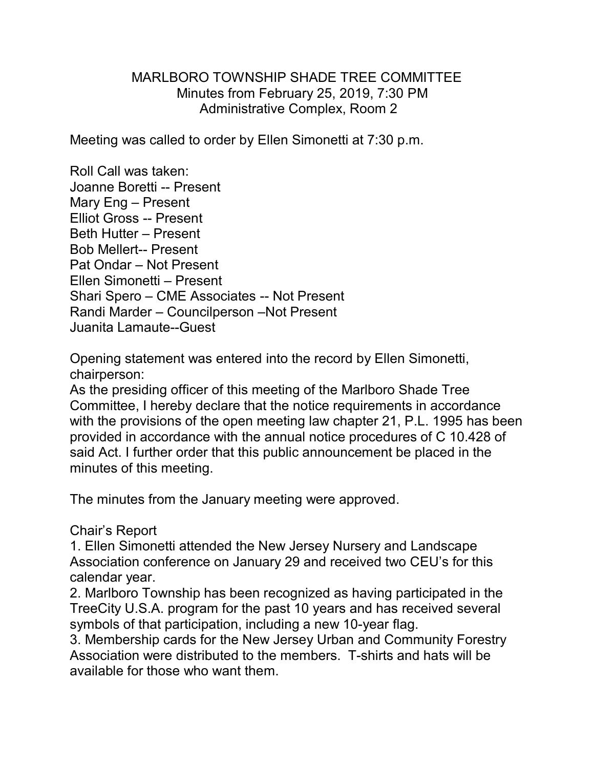# MARLBORO TOWNSHIP SHADE TREE COMMITTEE

Minutes from February 25, 2019, 7:30 PM
Administrative Complex, Room 2

Meeting was called to order by Ellen Simonetti at 7:30 p.m.

Roll Call was taken:
Joanne Boretti -- Present
Mary Eng – Present
Elliot Gross -- Present
Beth Hutter – Present
Bob Mellert-- Present
Pat Ondar – Not Present
Ellen Simonetti – Present
Shari Spero – CME Associates -- Not Present
Randi Marder – Councilperson –Not Present
Juanita Lamaute--Guest

Opening statement was entered into the record by Ellen Simonetti, chairperson:
As the presiding officer of this meeting of the Marlboro Shade Tree Committee, I hereby declare that the notice requirements in accordance with the provisions of the open meeting law chapter 21, P.L. 1995 has been provided in accordance with the annual notice procedures of C 10.428 of said Act. I further order that this public announcement be placed in the minutes of this meeting.

The minutes from the January meeting were approved.

Chair's Report

1. Ellen Simonetti attended the New Jersey Nursery and Landscape Association conference on January 29 and received two CEU's for this calendar year.
2. Marlboro Township has been recognized as having participated in the TreeCity U.S.A. program for the past 10 years and has received several symbols of that participation, including a new 10-year flag.
3. Membership cards for the New Jersey Urban and Community Forestry Association were distributed to the members. T-shirts and hats will be available for those who want them.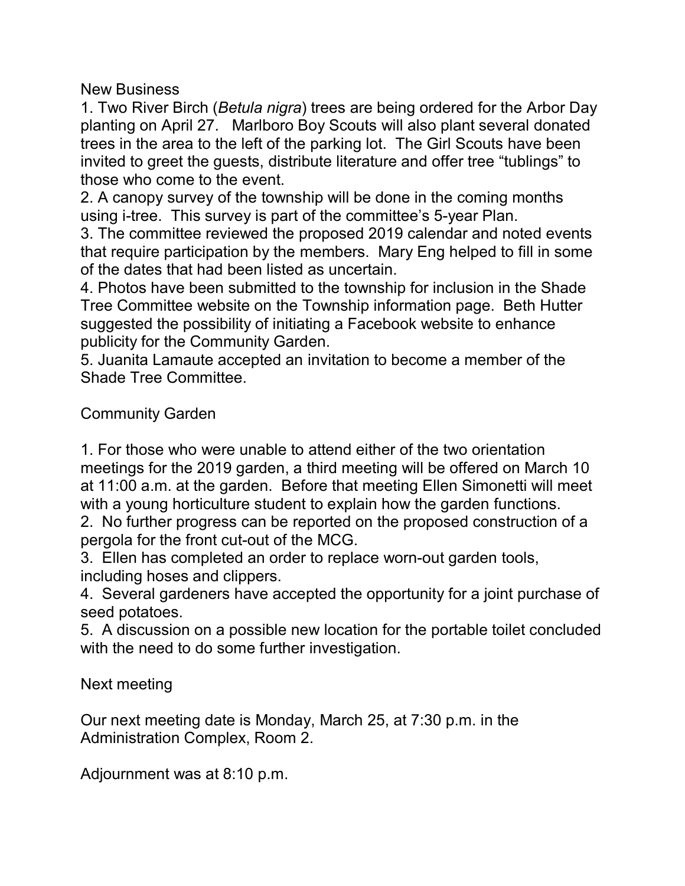New Business

1. Two River Birch (*Betula nigra*) trees are being ordered for the Arbor Day planting on April 27. Marlboro Boy Scouts will also plant several donated trees in the area to the left of the parking lot. The Girl Scouts have been invited to greet the guests, distribute literature and offer tree "tublings" to those who come to the event.
2. A canopy survey of the township will be done in the coming months using i-tree. This survey is part of the committee's 5-year Plan.
3. The committee reviewed the proposed 2019 calendar and noted events that require participation by the members. Mary Eng helped to fill in some of the dates that had been listed as uncertain.
4. Photos have been submitted to the township for inclusion in the Shade Tree Committee website on the Township information page. Beth Hutter suggested the possibility of initiating a Facebook website to enhance publicity for the Community Garden.
5. Juanita Lamaute accepted an invitation to become a member of the Shade Tree Committee.

Community Garden

1. For those who were unable to attend either of the two orientation meetings for the 2019 garden, a third meeting will be offered on March 10 at 11:00 a.m. at the garden. Before that meeting Ellen Simonetti will meet with a young horticulture student to explain how the garden functions.
2. No further progress can be reported on the proposed construction of a pergola for the front cut-out of the MCG.
3. Ellen has completed an order to replace worn-out garden tools, including hoses and clippers.
4. Several gardeners have accepted the opportunity for a joint purchase of seed potatoes.
5. A discussion on a possible new location for the portable toilet concluded with the need to do some further investigation.

Next meeting

Our next meeting date is Monday, March 25, at 7:30 p.m. in the Administration Complex, Room 2.

Adjournment was at 8:10 p.m.